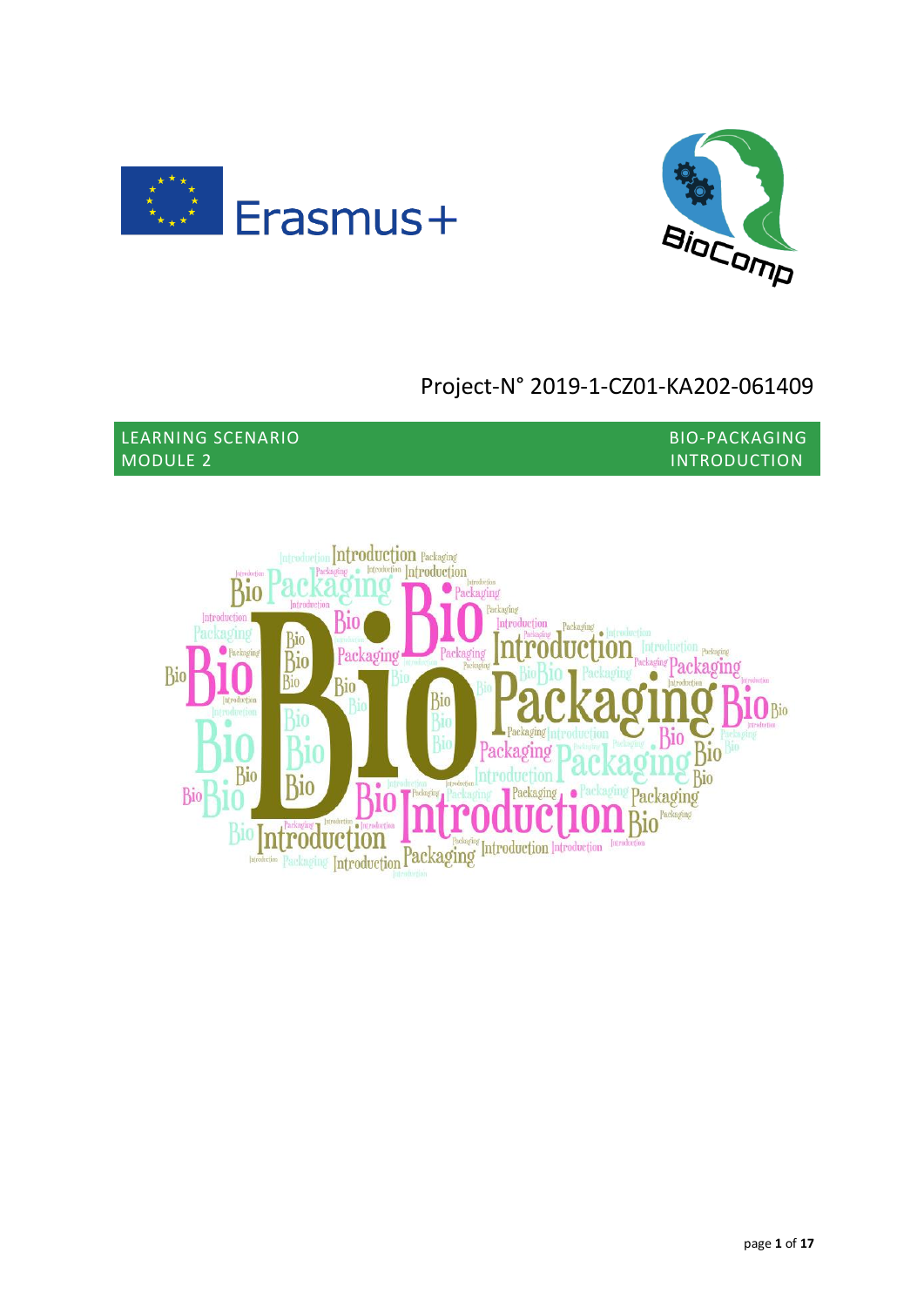Erasmus+

BioComp

Project-N° 2019-1-CZ01-KA202-061409

LEARNING SCENARIO
MODULE 2

BIO-PACKAGING
INTRODUCTION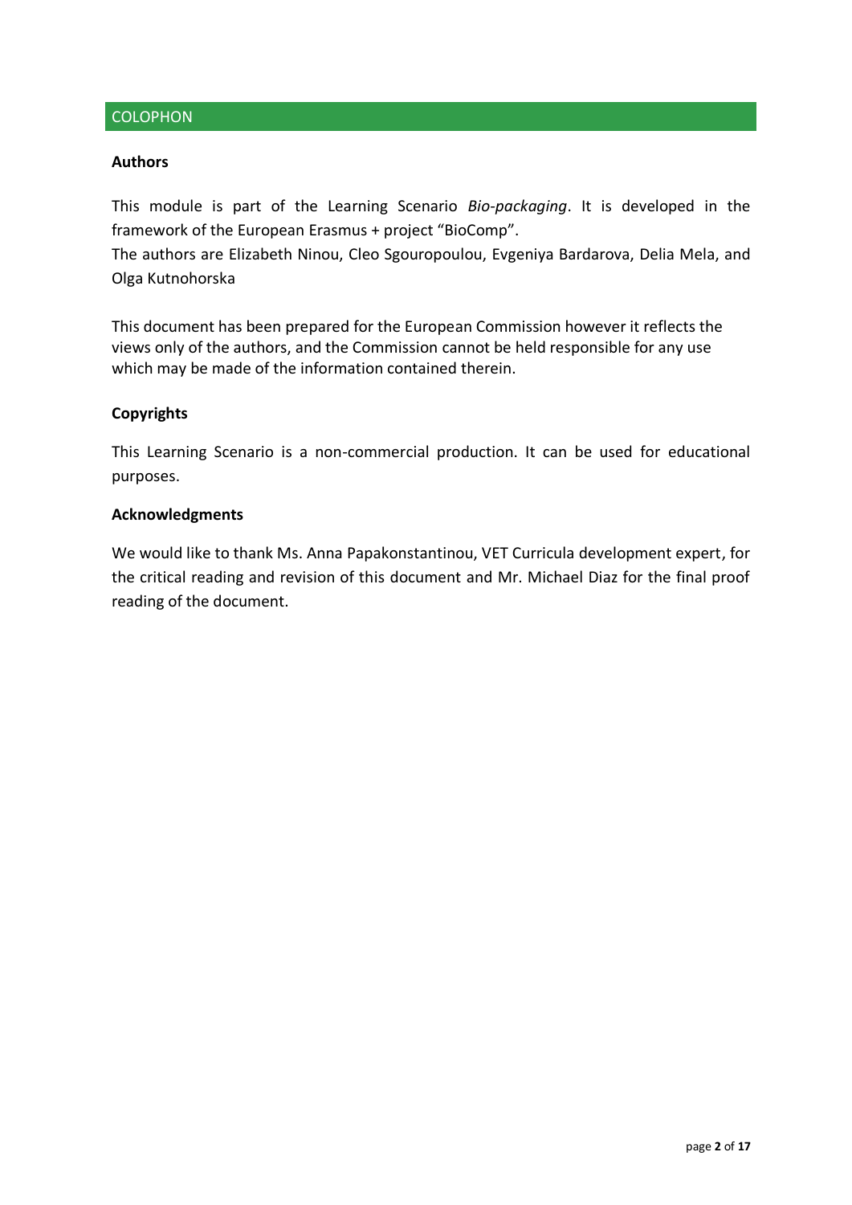## COLOPHON

### Authors

This module is part of the Learning Scenario *Bio-packaging*. It is developed in the framework of the European Erasmus + project "BioComp".
The authors are Elizabeth Ninou, Cleo Sgouropoulou, Evgeniya Bardarova, Delia Mela, and Olga Kutnohorska

This document has been prepared for the European Commission however it reflects the views only of the authors, and the Commission cannot be held responsible for any use which may be made of the information contained therein.

### Copyrights

This Learning Scenario is a non-commercial production. It can be used for educational purposes.

### Acknowledgments

We would like to thank Ms. Anna Papakonstantinou, VET Curricula development expert, for the critical reading and revision of this document and Mr. Michael Diaz for the final proof reading of the document.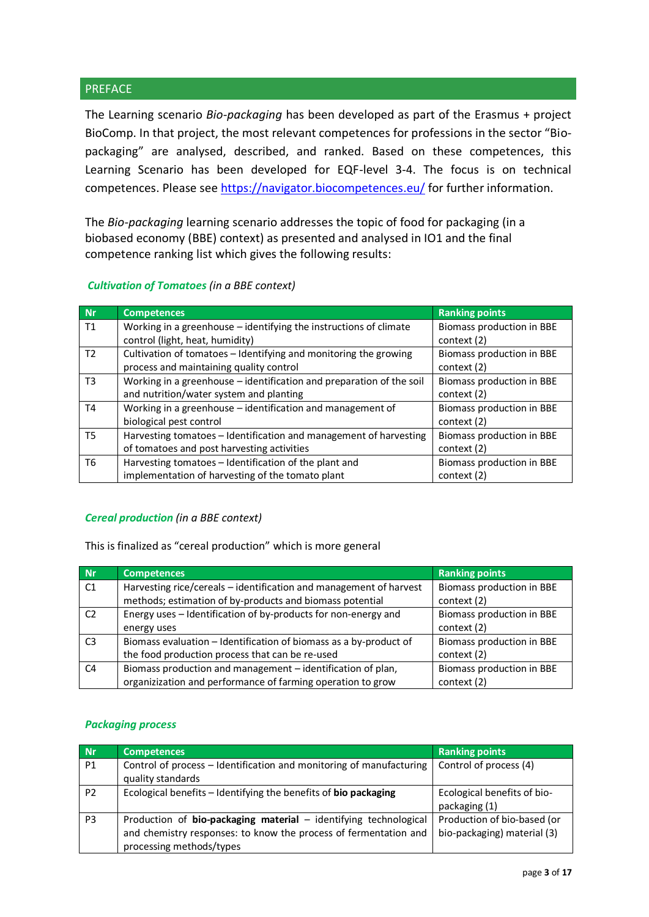## PREFACE

The Learning scenario *Bio-packaging* has been developed as part of the Erasmus + project BioComp. In that project, the most relevant competences for professions in the sector "Bio-packaging" are analysed, described, and ranked. Based on these competences, this Learning Scenario has been developed for EQF-level 3-4. The focus is on technical competences. Please see https://navigator.biocompetences.eu/ for further information.

The *Bio-packaging* learning scenario addresses the topic of food for packaging (in a biobased economy (BBE) context) as presented and analysed in IO1 and the final competence ranking list which gives the following results:

***Cultivation of Tomatoes*** *(in a BBE context)*

| Nr | Competences | Ranking points |
|---|---|---|
| T1 | Working in a greenhouse – identifying the instructions of climate control (light, heat, humidity) | Biomass production in BBE context (2) |
| T2 | Cultivation of tomatoes – Identifying and monitoring the growing process and maintaining quality control | Biomass production in BBE context (2) |
| T3 | Working in a greenhouse – identification and preparation of the soil and nutrition/water system and planting | Biomass production in BBE context (2) |
| T4 | Working in a greenhouse – identification and management of biological pest control | Biomass production in BBE context (2) |
| T5 | Harvesting tomatoes – Identification and management of harvesting of tomatoes and post harvesting activities | Biomass production in BBE context (2) |
| T6 | Harvesting tomatoes – Identification of the plant and implementation of harvesting of the tomato plant | Biomass production in BBE context (2) |

***Cereal production*** *(in a BBE context)*

This is finalized as "cereal production" which is more general

| Nr | Competences | Ranking points |
|---|---|---|
| C1 | Harvesting rice/cereals – identification and management of harvest methods; estimation of by-products and biomass potential | Biomass production in BBE context (2) |
| C2 | Energy uses – Identification of by-products for non-energy and energy uses | Biomass production in BBE context (2) |
| C3 | Biomass evaluation – Identification of biomass as a by-product of the food production process that can be re-used | Biomass production in BBE context (2) |
| C4 | Biomass production and management – identification of plan, organizization and performance of farming operation to grow | Biomass production in BBE context (2) |

***Packaging process***

| Nr | Competences | Ranking points |
|---|---|---|
| P1 | Control of process – Identification and monitoring of manufacturing quality standards | Control of process (4) |
| P2 | Ecological benefits – Identifying the benefits of **bio packaging** | Ecological benefits of bio-packaging (1) |
| P3 | Production of **bio-packaging material** – identifying technological and chemistry responses: to know the process of fermentation and processing methods/types | Production of bio-based (or bio-packaging) material (3) |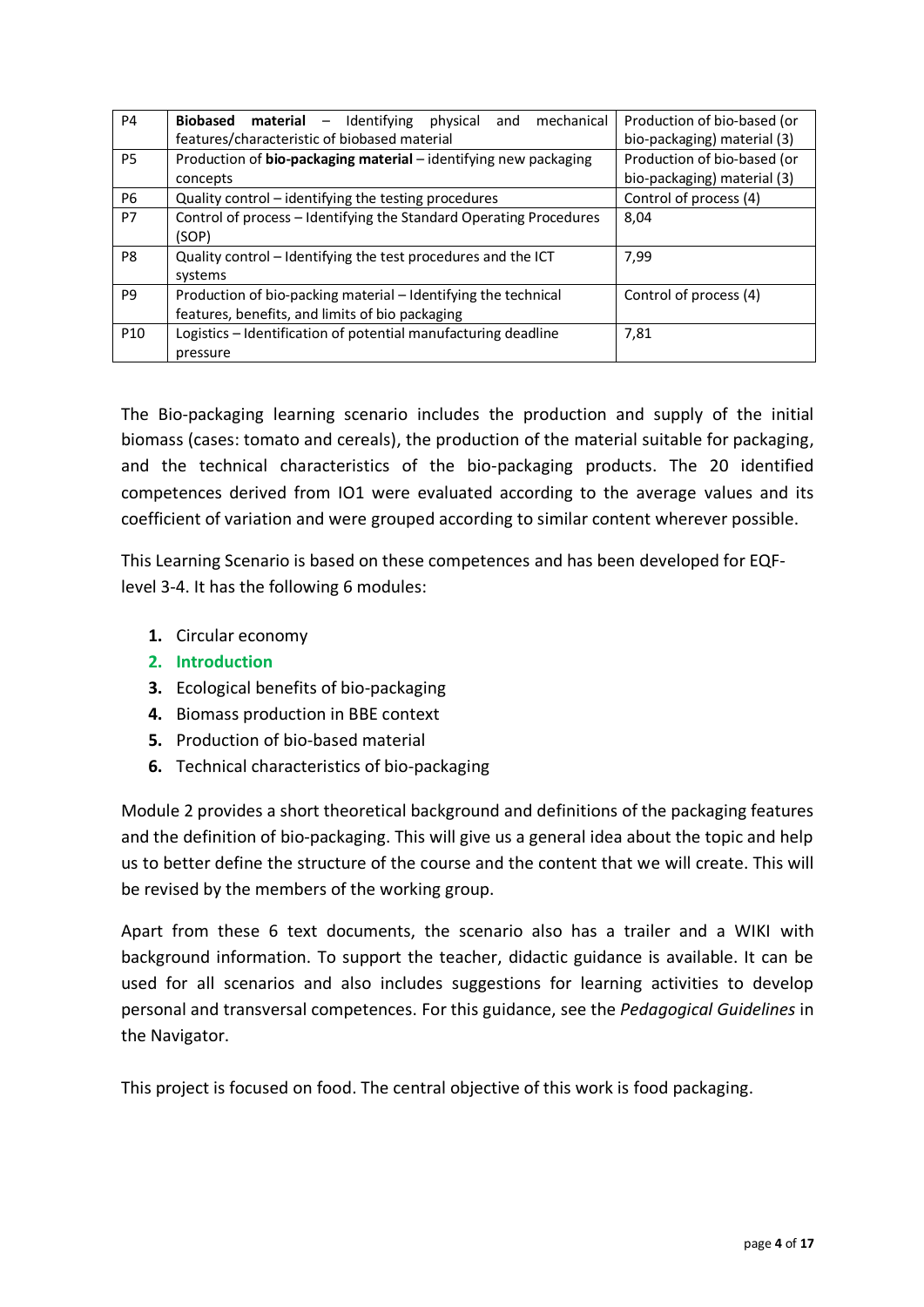| P4 | **Biobased material** – Identifying physical and mechanical features/characteristic of biobased material | Production of bio-based (or bio-packaging) material (3) |
|---|---|---|
| P5 | Production of **bio-packaging material** – identifying new packaging concepts | Production of bio-based (or bio-packaging) material (3) |
| P6 | Quality control – identifying the testing procedures | Control of process (4) |
| P7 | Control of process – Identifying the Standard Operating Procedures (SOP) | 8,04 |
| P8 | Quality control – Identifying the test procedures and the ICT systems | 7,99 |
| P9 | Production of bio-packing material – Identifying the technical features, benefits, and limits of bio packaging | Control of process (4) |
| P10 | Logistics – Identification of potential manufacturing deadline pressure | 7,81 |

The Bio-packaging learning scenario includes the production and supply of the initial biomass (cases: tomato and cereals), the production of the material suitable for packaging, and the technical characteristics of the bio-packaging products. The 20 identified competences derived from IO1 were evaluated according to the average values and its coefficient of variation and were grouped according to similar content wherever possible.

This Learning Scenario is based on these competences and has been developed for EQF-level 3-4. It has the following 6 modules:

1. Circular economy
2. **Introduction**
3. Ecological benefits of bio-packaging
4. Biomass production in BBE context
5. Production of bio-based material
6. Technical characteristics of bio-packaging

Module 2 provides a short theoretical background and definitions of the packaging features and the definition of bio-packaging. This will give us a general idea about the topic and help us to better define the structure of the course and the content that we will create. This will be revised by the members of the working group.

Apart from these 6 text documents, the scenario also has a trailer and a WIKI with background information. To support the teacher, didactic guidance is available. It can be used for all scenarios and also includes suggestions for learning activities to develop personal and transversal competences. For this guidance, see the *Pedagogical Guidelines* in the Navigator.

This project is focused on food. The central objective of this work is food packaging.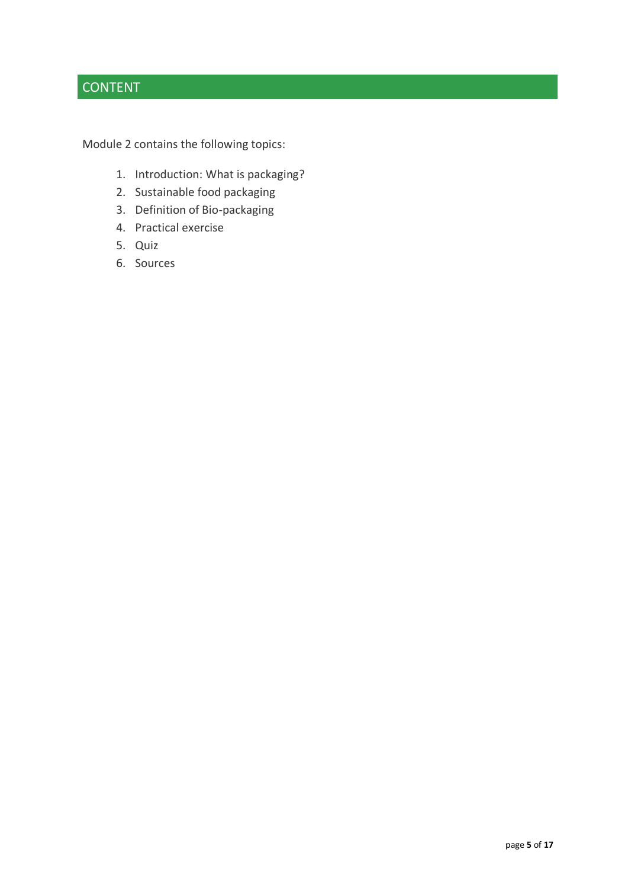## CONTENT

Module 2 contains the following topics:

1. Introduction: What is packaging?
2. Sustainable food packaging
3. Definition of Bio-packaging
4. Practical exercise
5. Quiz
6. Sources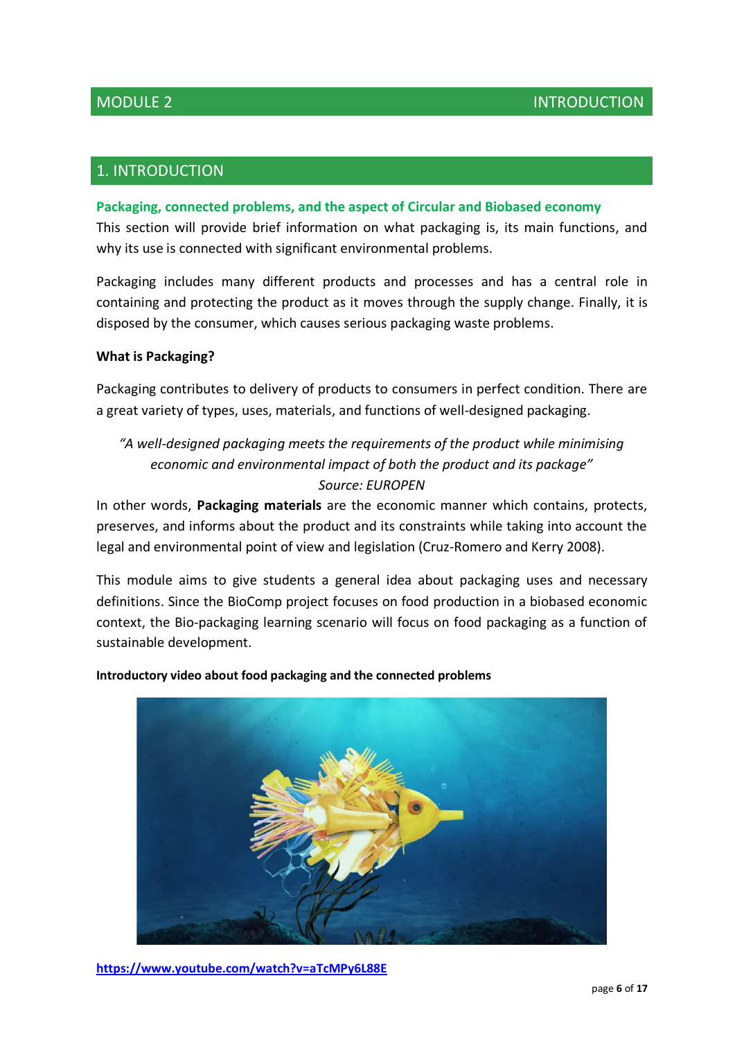## 1. INTRODUCTION

**Packaging, connected problems, and the aspect of Circular and Biobased economy**

This section will provide brief information on what packaging is, its main functions, and why its use is connected with significant environmental problems.

Packaging includes many different products and processes and has a central role in containing and protecting the product as it moves through the supply change. Finally, it is disposed by the consumer, which causes serious packaging waste problems.

**What is Packaging?**

Packaging contributes to delivery of products to consumers in perfect condition. There are a great variety of types, uses, materials, and functions of well-designed packaging.

*"A well-designed packaging meets the requirements of the product while minimising economic and environmental impact of both the product and its package"*
*Source: EUROPEN*

In other words, **Packaging materials** are the economic manner which contains, protects, preserves, and informs about the product and its constraints while taking into account the legal and environmental point of view and legislation (Cruz-Romero and Kerry 2008).

This module aims to give students a general idea about packaging uses and necessary definitions. Since the BioComp project focuses on food production in a biobased economic context, the Bio-packaging learning scenario will focus on food packaging as a function of sustainable development.

**Introductory video about food packaging and the connected problems**

https://www.youtube.com/watch?v=aTcMPy6L88E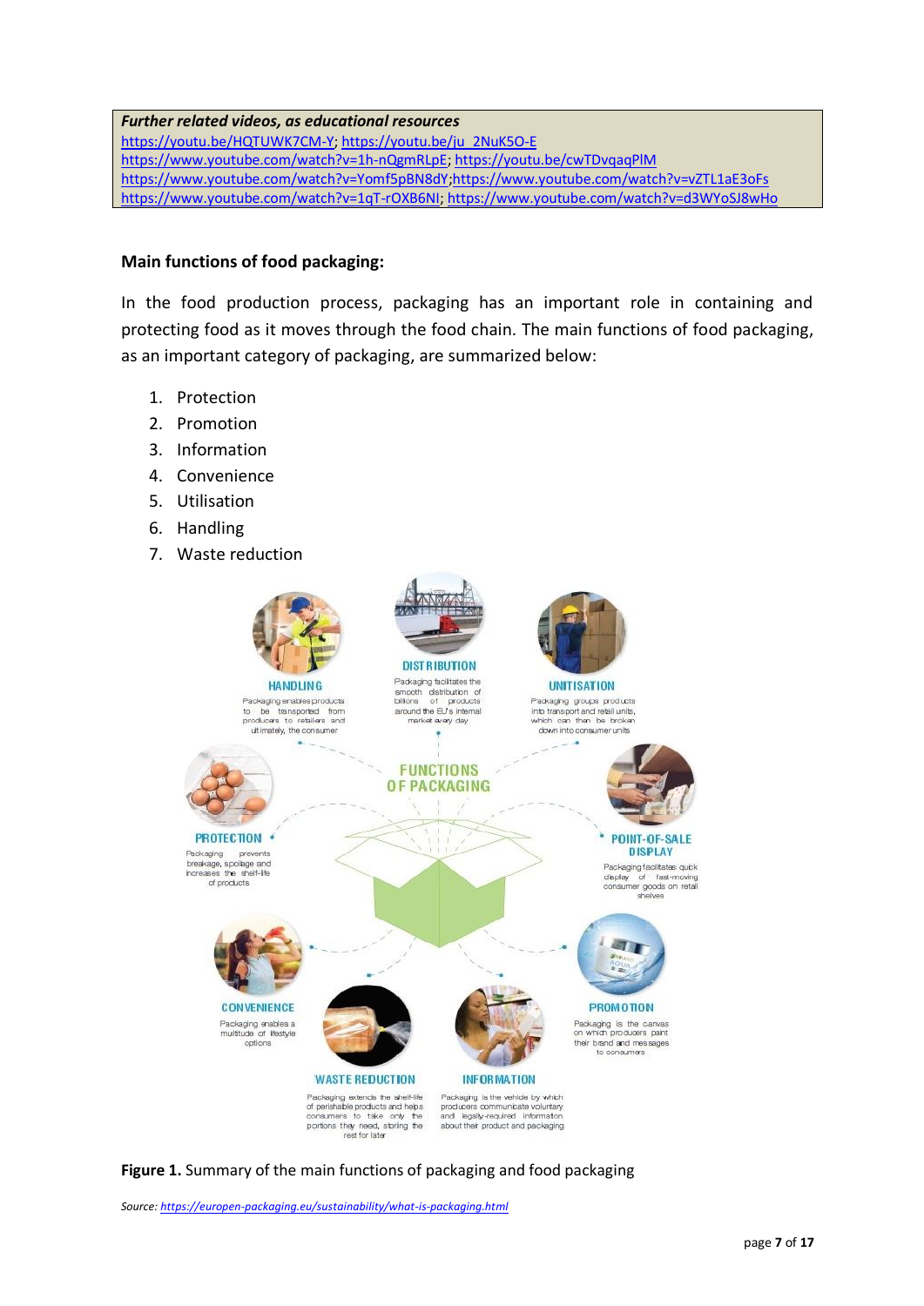***Further related videos, as educational resources***
https://youtu.be/HQTUWK7CM-Y; https://youtu.be/ju_2NuK5O-E
https://www.youtube.com/watch?v=1h-nQgmRLpE; https://youtu.be/cwTDvqaqPlM
https://www.youtube.com/watch?v=Yomf5pBN8dY;https://www.youtube.com/watch?v=vZTL1aE3oFs
https://www.youtube.com/watch?v=1qT-rOXB6NI; https://www.youtube.com/watch?v=d3WYoSJ8wHo

**Main functions of food packaging:**

In the food production process, packaging has an important role in containing and protecting food as it moves through the food chain. The main functions of food packaging, as an important category of packaging, are summarized below:

1. Protection
2. Promotion
3. Information
4. Convenience
5. Utilisation
6. Handling
7. Waste reduction

FUNCTIONS OF PACKAGING

HANDLING
Packaging enables products to be transported from producers to retailers and ultimately, the consumer

DISTRIBUTION
Packaging facilitates the smooth distribution of billions of products around the EU's internal market every day

UNITISATION
Packaging groups products into transport and retail units, which can then be broken down into consumer units

PROTECTION
Packaging prevents breakage, spoilage and increases the shelf-life of products

POINT-OF-SALE DISPLAY
Packaging facilitates quick display of fast-moving consumer goods on retail shelves

CONVENIENCE
Packaging enables a multitude of lifestyle options

PROMOTION
Packaging is the canvas on which producers paint their brand and messages to consumers

WASTE REDUCTION
Packaging extends the shelf-life of perishable products and helps consumers to take only the portions they need, storing the rest for later

INFORMATION
Packaging is the vehicle by which producers communicate voluntary and legally-required information about their product and packaging

**Figure 1.** Summary of the main functions of packaging and food packaging

*Source: https://europen-packaging.eu/sustainability/what-is-packaging.html*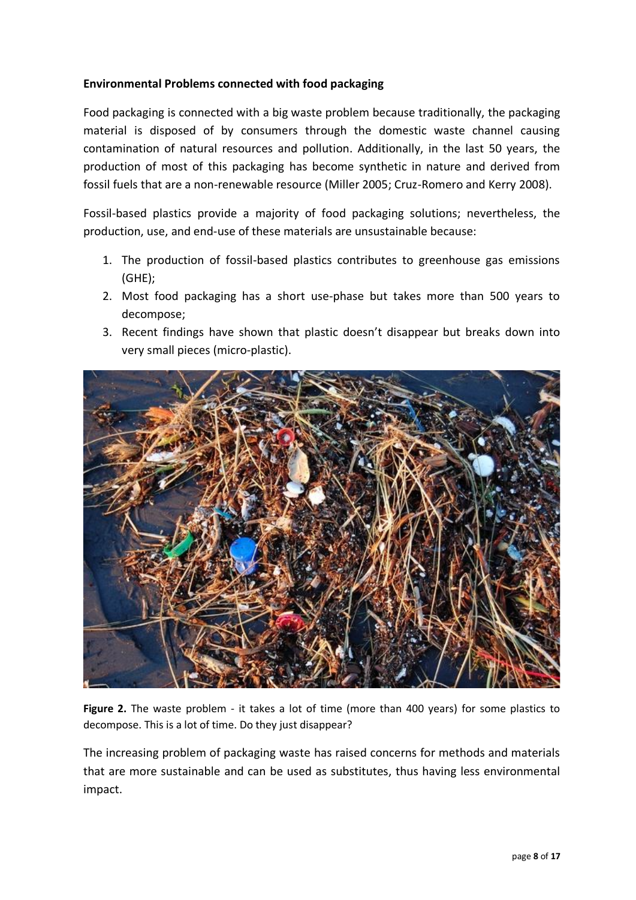**Environmental Problems connected with food packaging**

Food packaging is connected with a big waste problem because traditionally, the packaging material is disposed of by consumers through the domestic waste channel causing contamination of natural resources and pollution. Additionally, in the last 50 years, the production of most of this packaging has become synthetic in nature and derived from fossil fuels that are a non-renewable resource (Miller 2005; Cruz-Romero and Kerry 2008).

Fossil-based plastics provide a majority of food packaging solutions; nevertheless, the production, use, and end-use of these materials are unsustainable because:

1. The production of fossil-based plastics contributes to greenhouse gas emissions (GHE);
2. Most food packaging has a short use-phase but takes more than 500 years to decompose;
3. Recent findings have shown that plastic doesn't disappear but breaks down into very small pieces (micro-plastic).

**Figure 2.** The waste problem - it takes a lot of time (more than 400 years) for some plastics to decompose. This is a lot of time. Do they just disappear?

The increasing problem of packaging waste has raised concerns for methods and materials that are more sustainable and can be used as substitutes, thus having less environmental impact.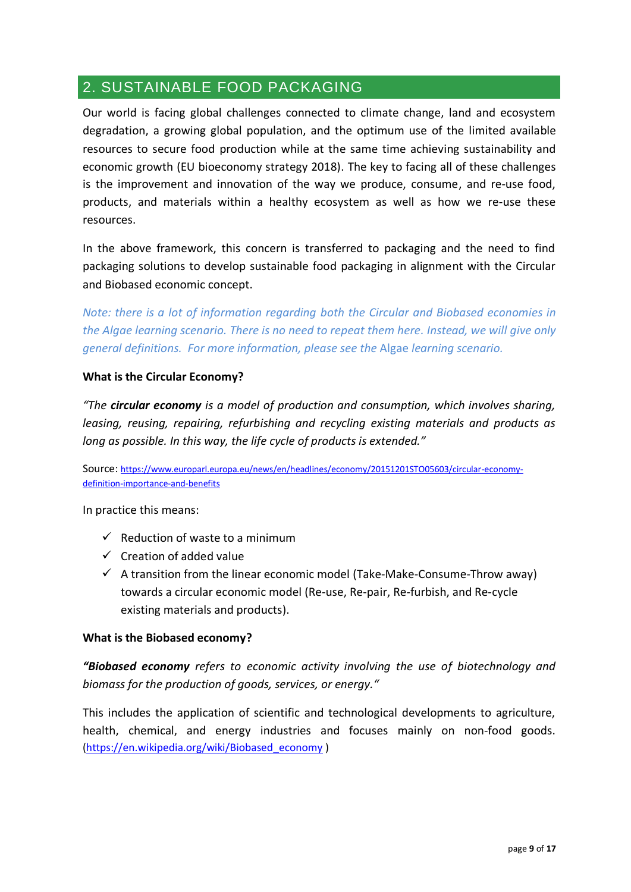## 2. SUSTAINABLE FOOD PACKAGING

Our world is facing global challenges connected to climate change, land and ecosystem degradation, a growing global population, and the optimum use of the limited available resources to secure food production while at the same time achieving sustainability and economic growth (EU bioeconomy strategy 2018). The key to facing all of these challenges is the improvement and innovation of the way we produce, consume, and re-use food, products, and materials within a healthy ecosystem as well as how we re-use these resources.

In the above framework, this concern is transferred to packaging and the need to find packaging solutions to develop sustainable food packaging in alignment with the Circular and Biobased economic concept.

*Note: there is a lot of information regarding both the Circular and Biobased economies in the Algae learning scenario. There is no need to repeat them here. Instead, we will give only general definitions. For more information, please see the* Algae *learning scenario.*

**What is the Circular Economy?**

*"The **circular economy** is a model of production and consumption, which involves sharing, leasing, reusing, repairing, refurbishing and recycling existing materials and products as long as possible. In this way, the life cycle of products is extended."*

Source: https://www.europarl.europa.eu/news/en/headlines/economy/20151201STO05603/circular-economy-definition-importance-and-benefits

In practice this means:

- ✓ Reduction of waste to a minimum
- ✓ Creation of added value
- ✓ A transition from the linear economic model (Take-Make-Consume-Throw away) towards a circular economic model (Re-use, Re-pair, Re-furbish, and Re-cycle existing materials and products).

**What is the Biobased economy?**

***"Biobased economy** refers to economic activity involving the use of biotechnology and biomass for the production of goods, services, or energy."*

This includes the application of scientific and technological developments to agriculture, health, chemical, and energy industries and focuses mainly on non-food goods. (https://en.wikipedia.org/wiki/Biobased_economy )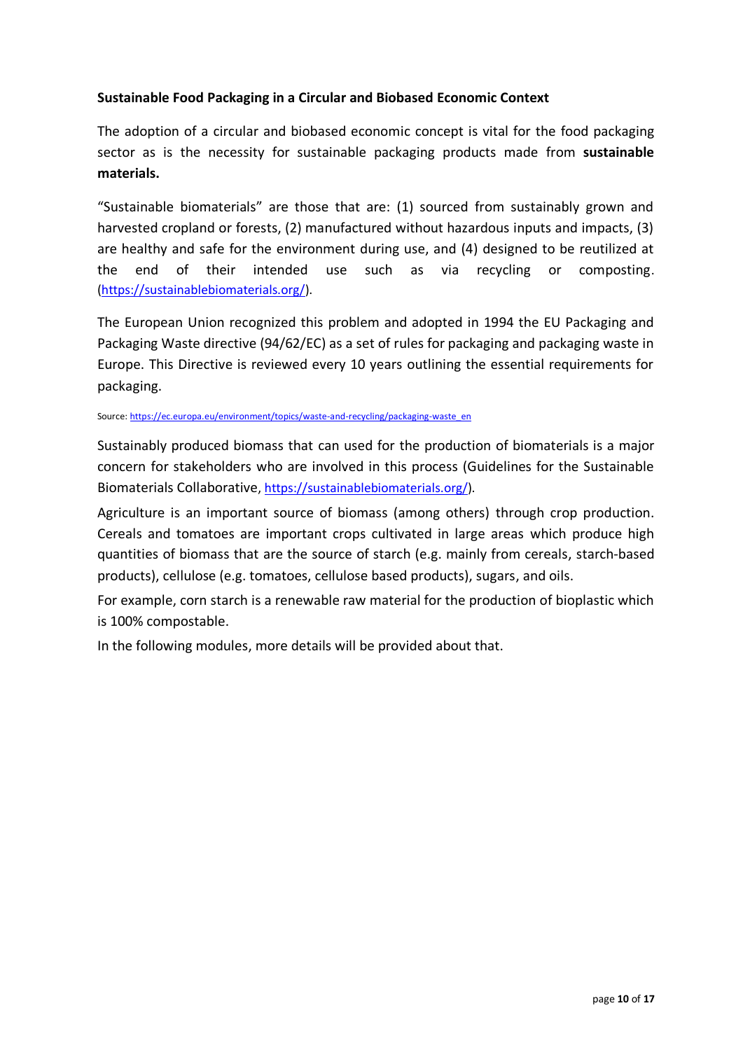**Sustainable Food Packaging in a Circular and Biobased Economic Context**

The adoption of a circular and biobased economic concept is vital for the food packaging sector as is the necessity for sustainable packaging products made from **sustainable materials.**

"Sustainable biomaterials" are those that are: (1) sourced from sustainably grown and harvested cropland or forests, (2) manufactured without hazardous inputs and impacts, (3) are healthy and safe for the environment during use, and (4) designed to be reutilized at the end of their intended use such as via recycling or composting. (https://sustainablebiomaterials.org/).

The European Union recognized this problem and adopted in 1994 the EU Packaging and Packaging Waste directive (94/62/EC) as a set of rules for packaging and packaging waste in Europe. This Directive is reviewed every 10 years outlining the essential requirements for packaging.

Source: https://ec.europa.eu/environment/topics/waste-and-recycling/packaging-waste_en

Sustainably produced biomass that can used for the production of biomaterials is a major concern for stakeholders who are involved in this process (Guidelines for the Sustainable Biomaterials Collaborative, https://sustainablebiomaterials.org/).

Agriculture is an important source of biomass (among others) through crop production. Cereals and tomatoes are important crops cultivated in large areas which produce high quantities of biomass that are the source of starch (e.g. mainly from cereals, starch-based products), cellulose (e.g. tomatoes, cellulose based products), sugars, and oils.

For example, corn starch is a renewable raw material for the production of bioplastic which is 100% compostable.

In the following modules, more details will be provided about that.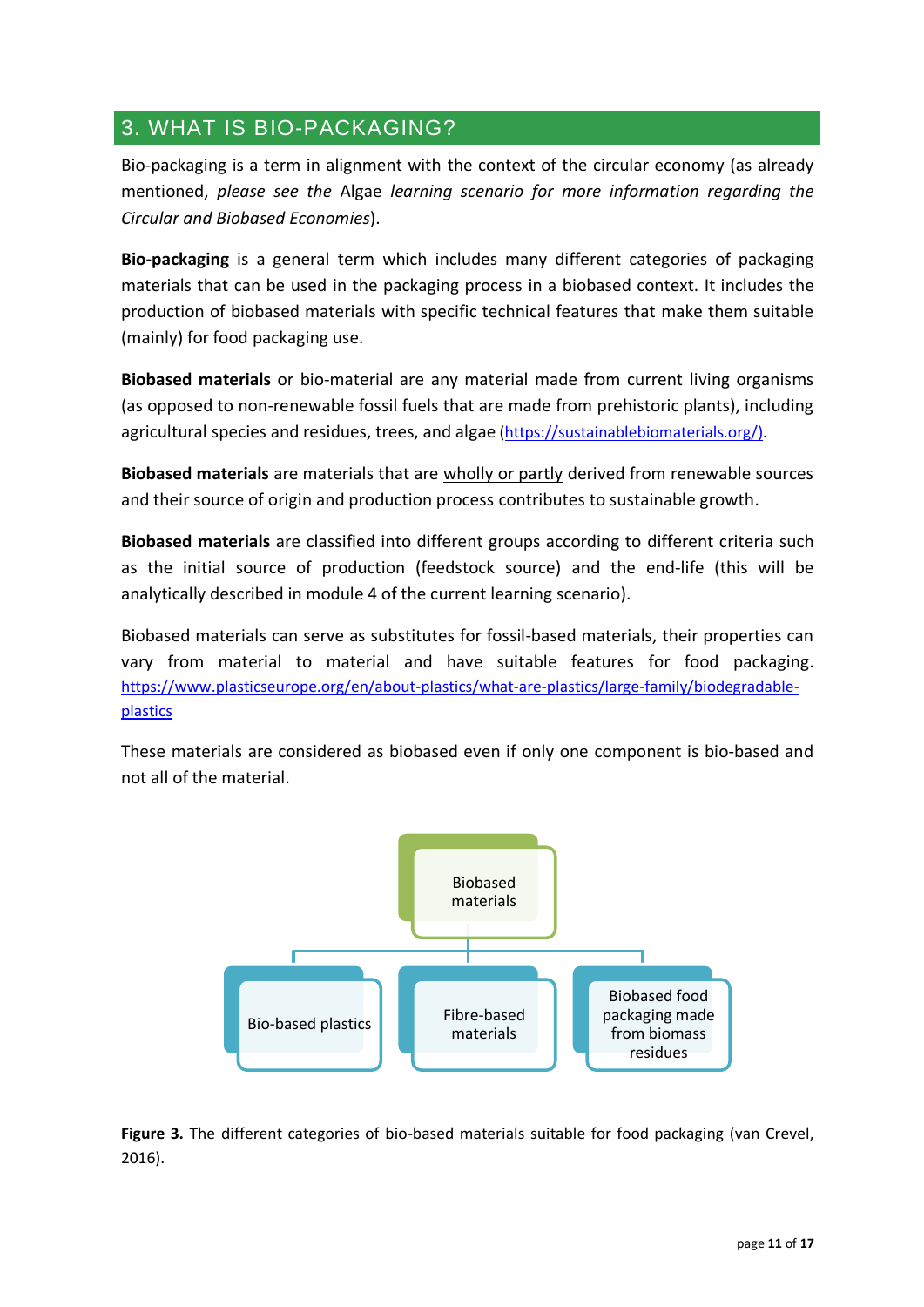## 3. WHAT IS BIO-PACKAGING?

Bio-packaging is a term in alignment with the context of the circular economy (as already mentioned, *please see the* Algae *learning scenario for more information regarding the Circular and Biobased Economies*).

**Bio-packaging** is a general term which includes many different categories of packaging materials that can be used in the packaging process in a biobased context. It includes the production of biobased materials with specific technical features that make them suitable (mainly) for food packaging use.

**Biobased materials** or bio-material are any material made from current living organisms (as opposed to non-renewable fossil fuels that are made from prehistoric plants), including agricultural species and residues, trees, and algae (https://sustainablebiomaterials.org/).

**Biobased materials** are materials that are wholly or partly derived from renewable sources and their source of origin and production process contributes to sustainable growth.

**Biobased materials** are classified into different groups according to different criteria such as the initial source of production (feedstock source) and the end-life (this will be analytically described in module 4 of the current learning scenario).

Biobased materials can serve as substitutes for fossil-based materials, their properties can vary from material to material and have suitable features for food packaging. https://www.plasticseurope.org/en/about-plastics/what-are-plastics/large-family/biodegradable-plastics

These materials are considered as biobased even if only one component is bio-based and not all of the material.

- Biobased materials
  - Bio-based plastics
  - Fibre-based materials
  - Biobased food packaging made from biomass residues

**Figure 3.** The different categories of bio-based materials suitable for food packaging (van Crevel, 2016).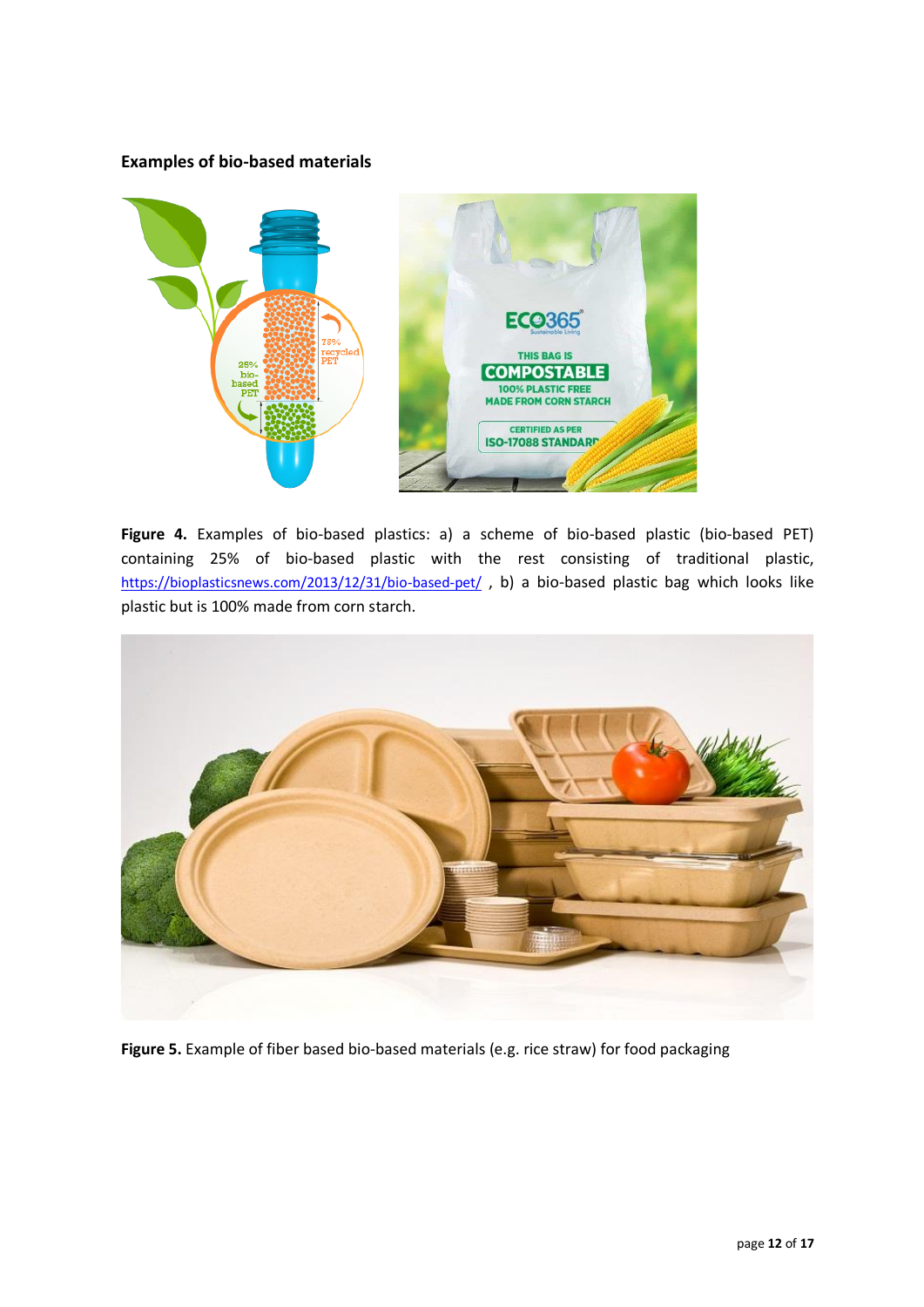**Examples of bio-based materials**

**Figure 4.** Examples of bio-based plastics: a) a scheme of bio-based plastic (bio-based PET) containing 25% of bio-based plastic with the rest consisting of traditional plastic, https://bioplasticsnews.com/2013/12/31/bio-based-pet/ , b) a bio-based plastic bag which looks like plastic but is 100% made from corn starch.

**Figure 5.** Example of fiber based bio-based materials (e.g. rice straw) for food packaging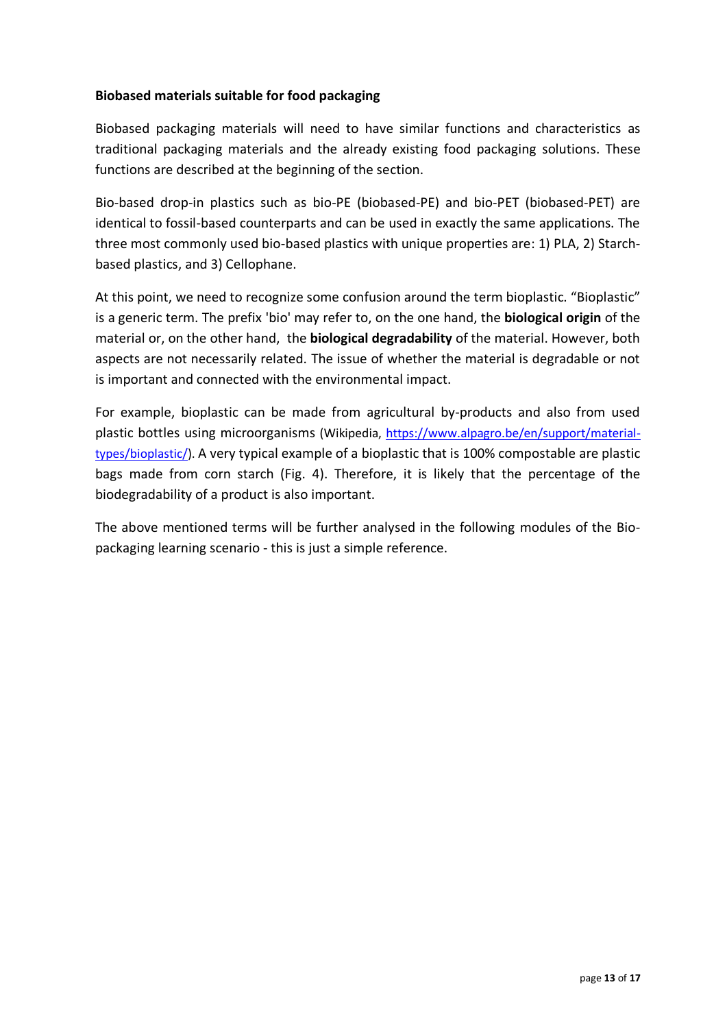**Biobased materials suitable for food packaging**

Biobased packaging materials will need to have similar functions and characteristics as traditional packaging materials and the already existing food packaging solutions. These functions are described at the beginning of the section.

Bio-based drop-in plastics such as bio-PE (biobased-PE) and bio-PET (biobased-PET) are identical to fossil-based counterparts and can be used in exactly the same applications. The three most commonly used bio-based plastics with unique properties are: 1) PLA, 2) Starch-based plastics, and 3) Cellophane.

At this point, we need to recognize some confusion around the term bioplastic. "Bioplastic" is a generic term. The prefix 'bio' may refer to, on the one hand, the **biological origin** of the material or, on the other hand, the **biological degradability** of the material. However, both aspects are not necessarily related. The issue of whether the material is degradable or not is important and connected with the environmental impact.

For example, bioplastic can be made from agricultural by-products and also from used plastic bottles using microorganisms (Wikipedia, https://www.alpagro.be/en/support/material-types/bioplastic/). A very typical example of a bioplastic that is 100% compostable are plastic bags made from corn starch (Fig. 4). Therefore, it is likely that the percentage of the biodegradability of a product is also important.

The above mentioned terms will be further analysed in the following modules of the Bio-packaging learning scenario - this is just a simple reference.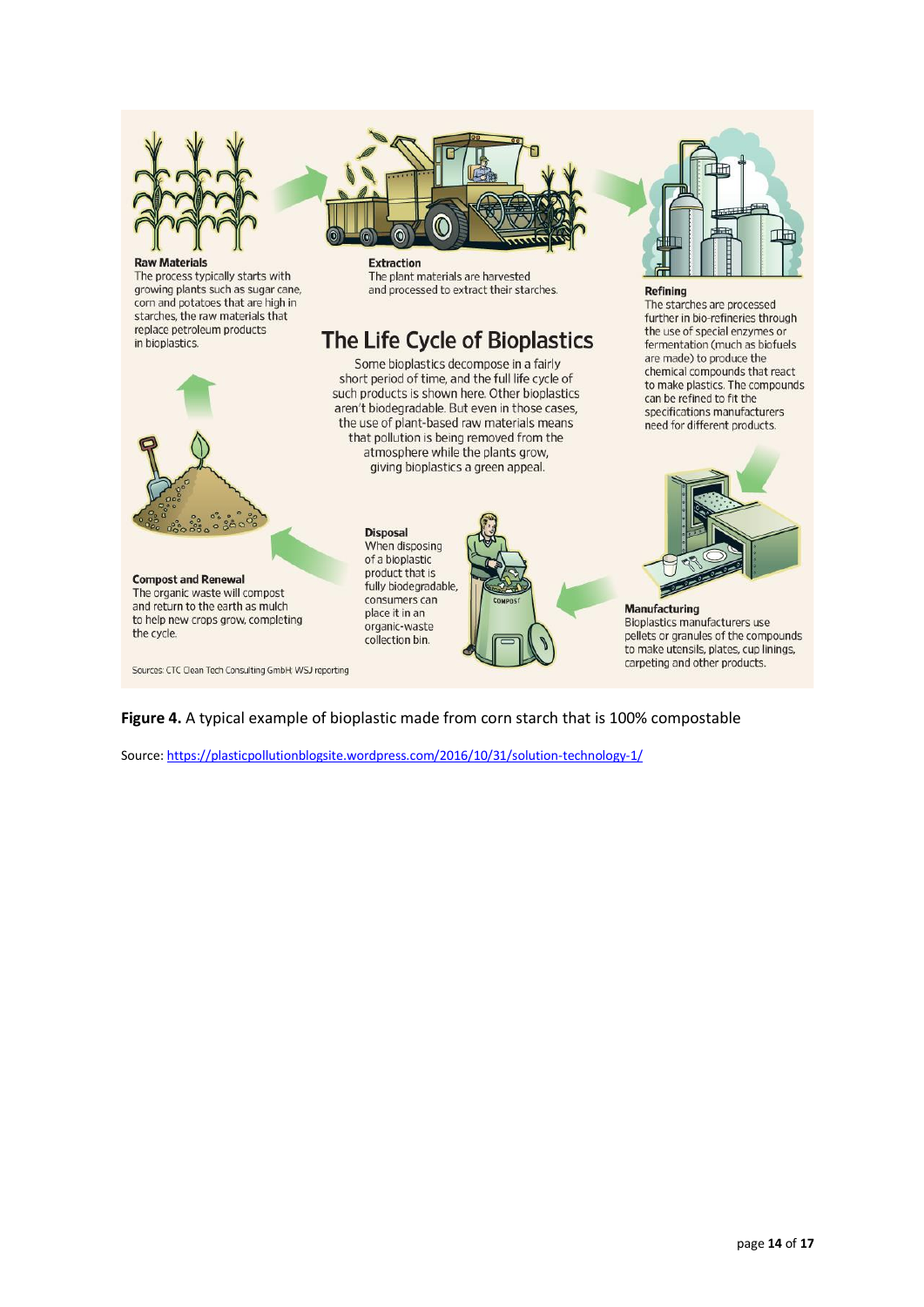## The Life Cycle of Bioplastics

Some bioplastics decompose in a fairly short period of time, and the full life cycle of such products is shown here. Other bioplastics aren't biodegradable. But even in those cases, the use of plant-based raw materials means that pollution is being removed from the atmosphere while the plants grow, giving bioplastics a green appeal.

**Raw Materials**
The process typically starts with growing plants such as sugar cane, corn and potatoes that are high in starches, the raw materials that replace petroleum products in bioplastics.

**Extraction**
The plant materials are harvested and processed to extract their starches.

**Refining**
The starches are processed further in bio-refineries through the use of special enzymes or fermentation (much as biofuels are made) to produce the chemical compounds that react to make plastics. The compounds can be refined to fit the specifications manufacturers need for different products.

**Manufacturing**
Bioplastics manufacturers use pellets or granules of the compounds to make utensils, plates, cup linings, carpeting and other products.

**Disposal**
When disposing of a bioplastic product that is fully biodegradable, consumers can place it in an organic-waste collection bin.

**Compost and Renewal**
The organic waste will compost and return to the earth as mulch to help new crops grow, completing the cycle.

Sources: CTC Clean Tech Consulting GmbH; WSJ reporting

**Figure 4.** A typical example of bioplastic made from corn starch that is 100% compostable

Source: https://plasticpollutionblogsite.wordpress.com/2016/10/31/solution-technology-1/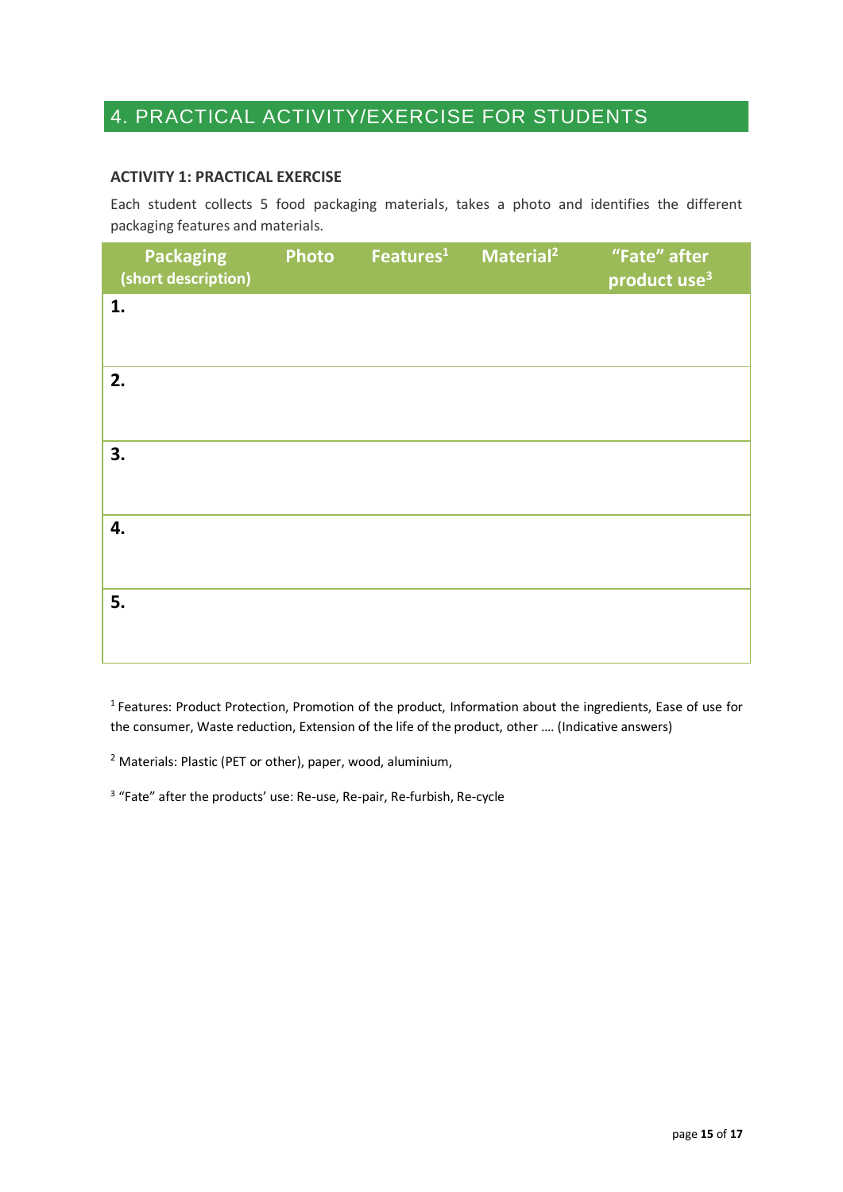# 4. PRACTICAL ACTIVITY/EXERCISE FOR STUDENTS

### ACTIVITY 1: PRACTICAL EXERCISE

Each student collects 5 food packaging materials, takes a photo and identifies the different packaging features and materials.

| Packaging (short description) | Photo | Features[1] | Material[2] | "Fate" after product use[3] |
|---|---|---|---|---|
| **1.** | | | | |
| **2.** | | | | |
| **3.** | | | | |
| **4.** | | | | |
| **5.** | | | | |

[1] Features: Product Protection, Promotion of the product, Information about the ingredients, Ease of use for the consumer, Waste reduction, Extension of the life of the product, other …. (Indicative answers)

[2] Materials: Plastic (PET or other), paper, wood, aluminium,

[3] "Fate" after the products' use: Re-use, Re-pair, Re-furbish, Re-cycle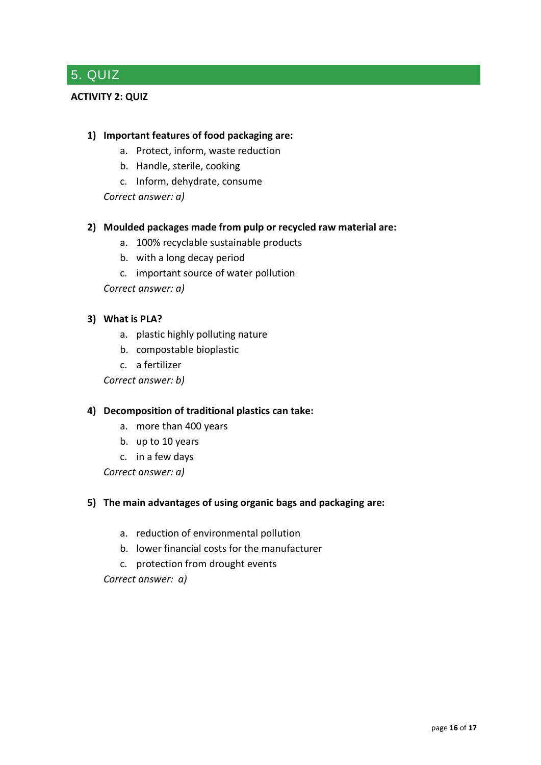# 5. QUIZ

**ACTIVITY 2: QUIZ**

1) **Important features of food packaging are:**
   a. Protect, inform, waste reduction
   b. Handle, sterile, cooking
   c. Inform, dehydrate, consume

   *Correct answer: a)*

2) **Moulded packages made from pulp or recycled raw material are:**
   a. 100% recyclable sustainable products
   b. with a long decay period
   c. important source of water pollution

   *Correct answer: a)*

3) **What is PLA?**
   a. plastic highly polluting nature
   b. compostable bioplastic
   c. a fertilizer

   *Correct answer: b)*

4) **Decomposition of traditional plastics can take:**
   a. more than 400 years
   b. up to 10 years
   c. in a few days

   *Correct answer: a)*

5) **The main advantages of using organic bags and packaging are:**
   a. reduction of environmental pollution
   b. lower financial costs for the manufacturer
   c. protection from drought events

   *Correct answer: a)*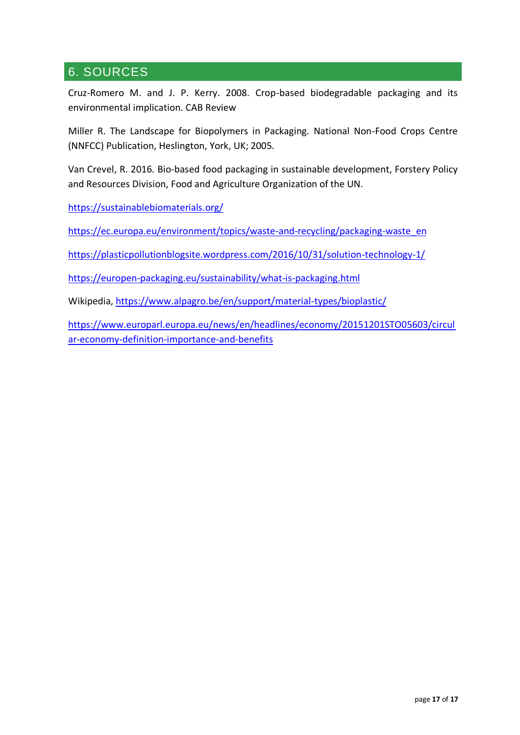## 6. SOURCES

Cruz-Romero M. and J. P. Kerry. 2008. Crop-based biodegradable packaging and its environmental implication. CAB Review

Miller R. The Landscape for Biopolymers in Packaging. National Non-Food Crops Centre (NNFCC) Publication, Heslington, York, UK; 2005.

Van Crevel, R. 2016. Bio-based food packaging in sustainable development, Forstery Policy and Resources Division, Food and Agriculture Organization of the UN.

https://sustainablebiomaterials.org/

https://ec.europa.eu/environment/topics/waste-and-recycling/packaging-waste_en

https://plasticpollutionblogsite.wordpress.com/2016/10/31/solution-technology-1/

https://europen-packaging.eu/sustainability/what-is-packaging.html

Wikipedia, https://www.alpagro.be/en/support/material-types/bioplastic/

https://www.europarl.europa.eu/news/en/headlines/economy/20151201STO05603/circular-economy-definition-importance-and-benefits